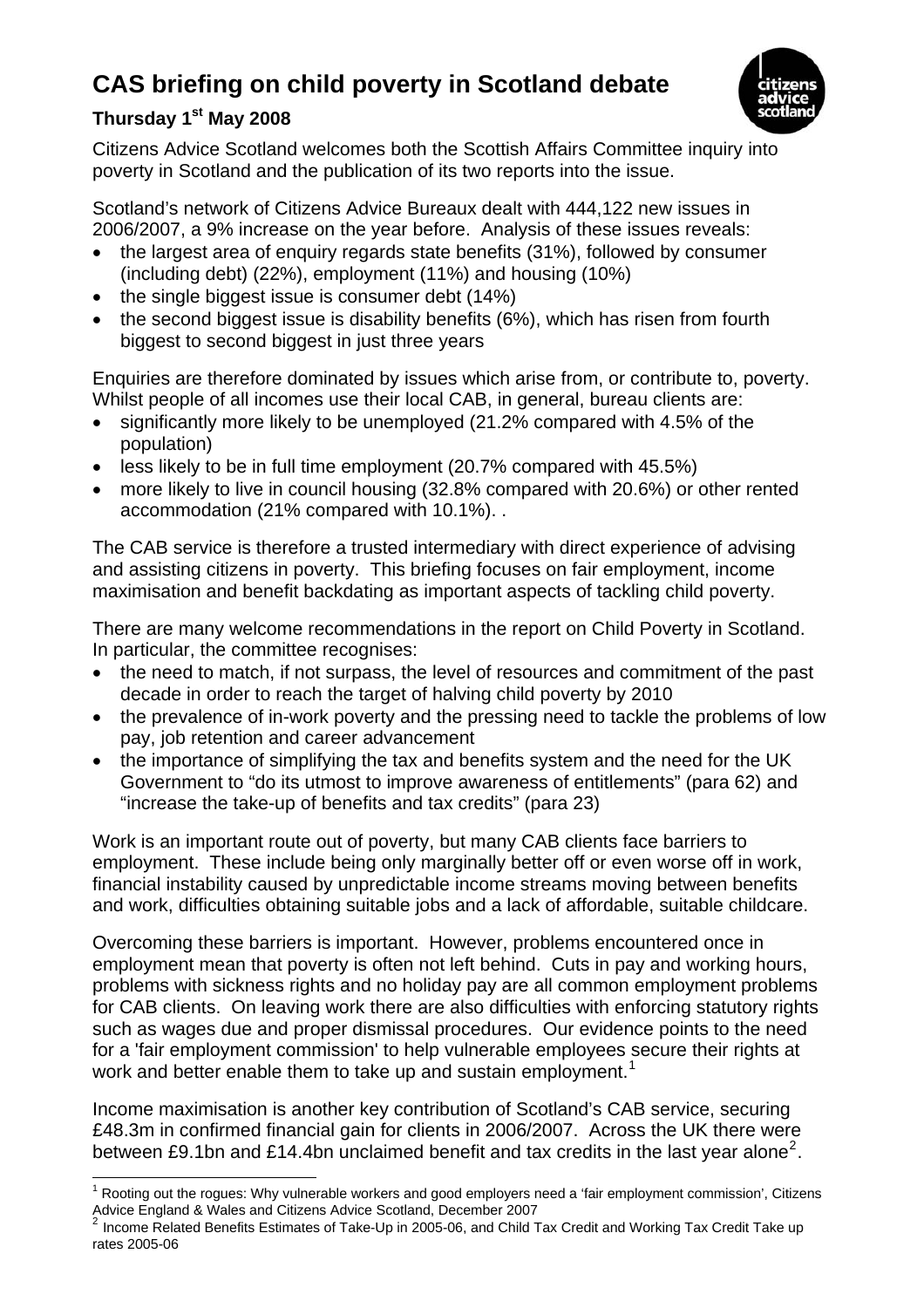# CAS briefing on child poverty in Scotland debate

### Thursday 1st May 2008

Citizens Advice Scotland welcomes both the Scottish Affairs Committee inquiry into poverty in Scotland and the publication of its two reports into the issue.

Scotland's network of Citizens Advice Bureaux dealt with 444,122 new issues in 2006/2007, a 9% increase on the year before. Analysis of these issues reveals:

- the largest area of enquiry regards state benefits (31%), followed by consumer (including debt) (22%), employment (11%) and housing (10%)
- the single biggest issue is consumer debt (14%)
- the second biggest issue is disability benefits (6%), which has risen from fourth biggest to second biggest in just three years

Enquiries are therefore dominated by issues which arise from, or contribute to, poverty. Whilst people of all incomes use their local CAB, in general, bureau clients are:

- significantly more likely to be unemployed (21.2% compared with 4.5% of the population)
- less likely to be in full time employment (20.7% compared with 45.5%)
- more likely to live in council housing (32.8% compared with 20.6%) or other rented accommodation (21% compared with 10.1%). .

The CAB service is therefore a trusted intermediary with direct experience of advising and assisting citizens in poverty. This briefing focuses on fair employment, income maximisation and benefit backdating as important aspects of tackling child poverty.

There are many welcome recommendations in the report on Child Poverty in Scotland. In particular, the committee recognises:

- the need to match, if not surpass, the level of resources and commitment of the past decade in order to reach the target of halving child poverty by 2010
- the prevalence of in-work poverty and the pressing need to tackle the problems of low pay, job retention and career advancement
- the importance of simplifying the tax and benefits system and the need for the UK Government to "do its utmost to improve awareness of entitlements" (para 62) and "increase the take-up of benefits and tax credits" (para 23)

Work is an important route out of poverty, but many CAB clients face barriers to employment. These include being only marginally better off or even worse off in work, financial instability caused by unpredictable income streams moving between benefits and work, difficulties obtaining suitable jobs and a lack of affordable, suitable childcare.

Overcoming these barriers is important. However, problems encountered once in employment mean that poverty is often not left behind. Cuts in pay and working hours, problems with sickness rights and no holiday pay are all common employment problems for CAB clients. On leaving work there are also difficulties with enforcing statutory rights such as wages due and proper dismissal procedures. Our evidence points to the need for a 'fair employment commission' to help vulnerable employees secure their rights at work and better enable them to take up and sustain employment.[1]

Income maximisation is another key contribution of Scotland's CAB service, securing £48.3m in confirmed financial gain for clients in 2006/2007. Across the UK there were between £9.1bn and £14.4bn unclaimed benefit and tax credits in the last year alone[2].

---

[1] Rooting out the rogues: Why vulnerable workers and good employers need a 'fair employment commission', Citizens Advice England & Wales and Citizens Advice Scotland, December 2007

[2] Income Related Benefits Estimates of Take-Up in 2005-06, and Child Tax Credit and Working Tax Credit Take up rates 2005-06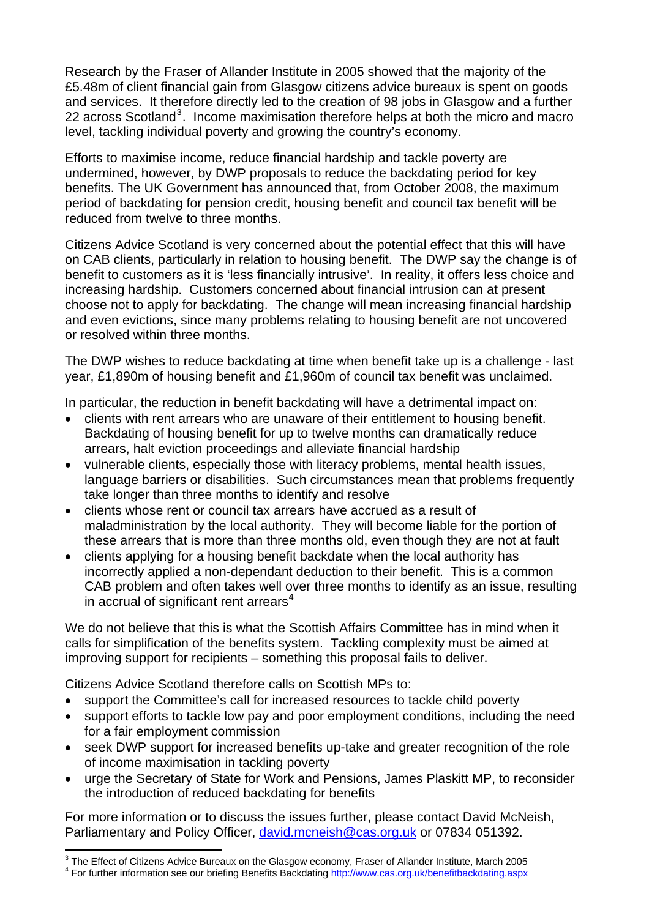Research by the Fraser of Allander Institute in 2005 showed that the majority of the £5.48m of client financial gain from Glasgow citizens advice bureaux is spent on goods and services. It therefore directly led to the creation of 98 jobs in Glasgow and a further 22 across Scotland[3]. Income maximisation therefore helps at both the micro and macro level, tackling individual poverty and growing the country's economy.

Efforts to maximise income, reduce financial hardship and tackle poverty are undermined, however, by DWP proposals to reduce the backdating period for key benefits. The UK Government has announced that, from October 2008, the maximum period of backdating for pension credit, housing benefit and council tax benefit will be reduced from twelve to three months.

Citizens Advice Scotland is very concerned about the potential effect that this will have on CAB clients, particularly in relation to housing benefit. The DWP say the change is of benefit to customers as it is 'less financially intrusive'. In reality, it offers less choice and increasing hardship. Customers concerned about financial intrusion can at present choose not to apply for backdating. The change will mean increasing financial hardship and even evictions, since many problems relating to housing benefit are not uncovered or resolved within three months.

The DWP wishes to reduce backdating at time when benefit take up is a challenge - last year, £1,890m of housing benefit and £1,960m of council tax benefit was unclaimed.

In particular, the reduction in benefit backdating will have a detrimental impact on:

- clients with rent arrears who are unaware of their entitlement to housing benefit. Backdating of housing benefit for up to twelve months can dramatically reduce arrears, halt eviction proceedings and alleviate financial hardship
- vulnerable clients, especially those with literacy problems, mental health issues, language barriers or disabilities. Such circumstances mean that problems frequently take longer than three months to identify and resolve
- clients whose rent or council tax arrears have accrued as a result of maladministration by the local authority. They will become liable for the portion of these arrears that is more than three months old, even though they are not at fault
- clients applying for a housing benefit backdate when the local authority has incorrectly applied a non-dependant deduction to their benefit. This is a common CAB problem and often takes well over three months to identify as an issue, resulting in accrual of significant rent arrears[4]

We do not believe that this is what the Scottish Affairs Committee has in mind when it calls for simplification of the benefits system. Tackling complexity must be aimed at improving support for recipients – something this proposal fails to deliver.

Citizens Advice Scotland therefore calls on Scottish MPs to:

- support the Committee's call for increased resources to tackle child poverty
- support efforts to tackle low pay and poor employment conditions, including the need for a fair employment commission
- seek DWP support for increased benefits up-take and greater recognition of the role of income maximisation in tackling poverty
- urge the Secretary of State for Work and Pensions, James Plaskitt MP, to reconsider the introduction of reduced backdating for benefits

For more information or to discuss the issues further, please contact David McNeish, Parliamentary and Policy Officer, david.mcneish@cas.org.uk or 07834 051392.

---

[3] The Effect of Citizens Advice Bureaux on the Glasgow economy, Fraser of Allander Institute, March 2005

[4] For further information see our briefing Benefits Backdating http://www.cas.org.uk/benefitbackdating.aspx